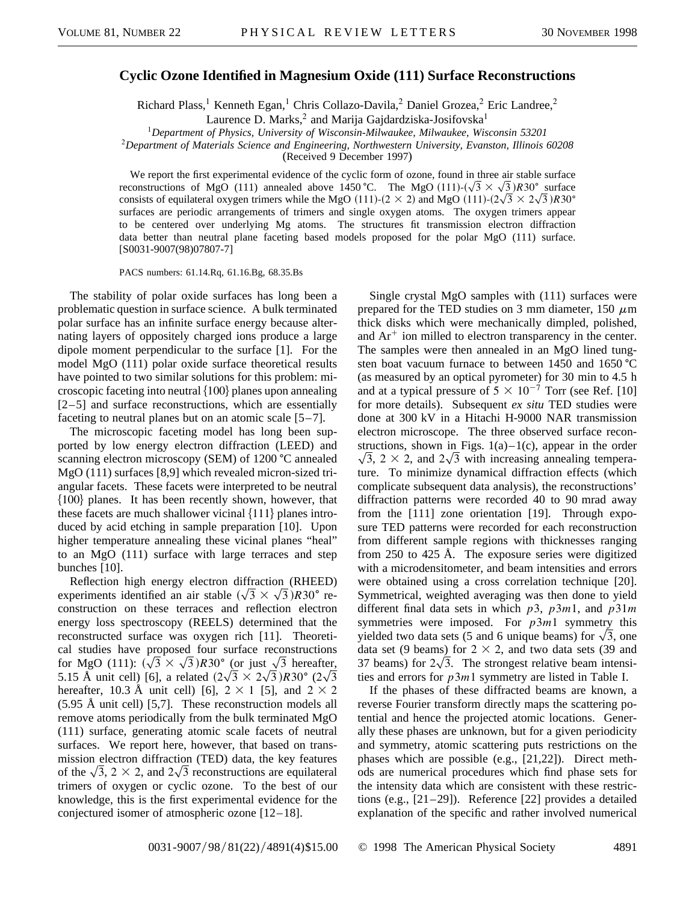# Cyclic Ozone Identified in Magnesium Oxide (111) Surface Reconstructions

Richard Plass,[1] Kenneth Egan,[1] Chris Collazo-Davila,[2] Daniel Grozea,[2] Eric Landree,[2] Laurence D. Marks,[2] and Marija Gajdardziska-Josifovska[1]

[1]*Department of Physics, University of Wisconsin-Milwaukee, Milwaukee, Wisconsin 53201*

[2]*Department of Materials Science and Engineering, Northwestern University, Evanston, Illinois 60208*

(Received 9 December 1997)

We report the first experimental evidence of the cyclic form of ozone, found in three air stable surface reconstructions of MgO (111) annealed above 1450 °C. The MgO (111)-($\sqrt{3} \times \sqrt{3}$)$R30°$ surface consists of equilateral oxygen trimers while the MgO (111)-($2 \times 2$) and MgO (111)-($2\sqrt{3} \times 2\sqrt{3}$)$R30°$ surfaces are periodic arrangements of trimers and single oxygen atoms. The oxygen trimers appear to be centered over underlying Mg atoms. The structures fit transmission electron diffraction data better than neutral plane faceting based models proposed for the polar MgO (111) surface. [S0031-9007(98)07807-7]

PACS numbers: 61.14.Rq, 61.16.Bg, 68.35.Bs

The stability of polar oxide surfaces has long been a problematic question in surface science. A bulk terminated polar surface has an infinite surface energy because alternating layers of oppositely charged ions produce a large dipole moment perpendicular to the surface [1]. For the model MgO (111) polar oxide surface theoretical results have pointed to two similar solutions for this problem: microscopic faceting into neutral {100} planes upon annealing [2–5] and surface reconstructions, which are essentially faceting to neutral planes but on an atomic scale [5–7].

The microscopic faceting model has long been supported by low energy electron diffraction (LEED) and scanning electron microscopy (SEM) of 1200 °C annealed MgO (111) surfaces [8,9] which revealed micron-sized triangular facets. These facets were interpreted to be neutral {100} planes. It has been recently shown, however, that these facets are much shallower vicinal {111} planes introduced by acid etching in sample preparation [10]. Upon higher temperature annealing these vicinal planes "heal" to an MgO (111) surface with large terraces and step bunches [10].

Reflection high energy electron diffraction (RHEED) experiments identified an air stable ($\sqrt{3} \times \sqrt{3}$)$R30°$ reconstruction on these terraces and reflection electron energy loss spectroscopy (REELS) determined that the reconstructed surface was oxygen rich [11]. Theoretical studies have proposed four surface reconstructions for MgO (111): ($\sqrt{3} \times \sqrt{3}$)$R30°$ (or just $\sqrt{3}$ hereafter, 5.15 Å unit cell) [6], a related ($2\sqrt{3} \times 2\sqrt{3}$)$R30°$ ($2\sqrt{3}$ hereafter, 10.3 Å unit cell) [6], $2 \times 1$ [5], and $2 \times 2$ (5.95 Å unit cell) [5,7]. These reconstruction models all remove atoms periodically from the bulk terminated MgO (111) surface, generating atomic scale facets of neutral surfaces. We report here, however, that based on transmission electron diffraction (TED) data, the key features of the $\sqrt{3}$, $2 \times 2$, and $2\sqrt{3}$ reconstructions are equilateral trimers of oxygen or cyclic ozone. To the best of our knowledge, this is the first experimental evidence for the conjectured isomer of atmospheric ozone [12–18].

Single crystal MgO samples with (111) surfaces were prepared for the TED studies on 3 mm diameter, 150 $\mu$m thick disks which were mechanically dimpled, polished, and $Ar^+$ ion milled to electron transparency in the center. The samples were then annealed in an MgO lined tungsten boat vacuum furnace to between 1450 and 1650 °C (as measured by an optical pyrometer) for 30 min to 4.5 h and at a typical pressure of $5 \times 10^{-7}$ Torr (see Ref. [10] for more details). Subsequent *ex situ* TED studies were done at 300 kV in a Hitachi H-9000 NAR transmission electron microscope. The three observed surface reconstructions, shown in Figs. 1(a)–1(c), appear in the order $\sqrt{3}$, $2 \times 2$, and $2\sqrt{3}$ with increasing annealing temperature. To minimize dynamical diffraction effects (which complicate subsequent data analysis), the reconstructions' diffraction patterns were recorded 40 to 90 mrad away from the [111] zone orientation [19]. Through exposure TED patterns were recorded for each reconstruction from different sample regions with thicknesses ranging from 250 to 425 Å. The exposure series were digitized with a microdensitometer, and beam intensities and errors were obtained using a cross correlation technique [20]. Symmetrical, weighted averaging was then done to yield different final data sets in which $p3$, $p3m1$, and $p31m$ symmetries were imposed. For $p3m1$ symmetry this yielded two data sets (5 and 6 unique beams) for $\sqrt{3}$, one data set (9 beams) for $2 \times 2$, and two data sets (39 and 37 beams) for $2\sqrt{3}$. The strongest relative beam intensities and errors for $p3m1$ are listed in Table I.

If the phases of these diffracted beams are known, a reverse Fourier transform directly maps the scattering potential and hence the projected atomic locations. Generally these phases are unknown, but for a given periodicity and symmetry, atomic scattering puts restrictions on the phases which are possible (e.g., [21,22]). Direct methods are numerical procedures which find phase sets for the intensity data which are consistent with these restrictions (e.g., [21–29]). Reference [22] provides a detailed explanation of the specific and rather involved numerical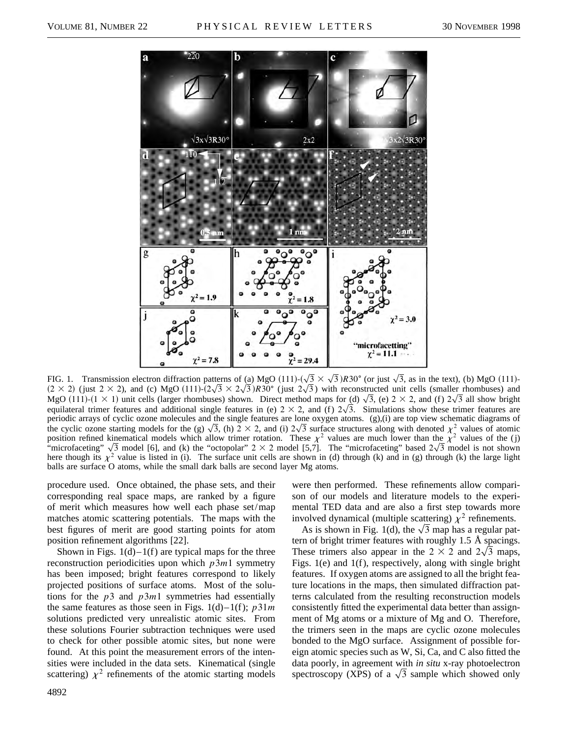FIG. 1. Transmission electron diffraction patterns of (a) MgO (111)-($\sqrt{3} \times \sqrt{3}$)$R30°$ (or just $\sqrt{3}$, as in the text), (b) MgO (111)-($2 \times 2$) (just $2 \times 2$), and (c) MgO (111)-($2\sqrt{3} \times 2\sqrt{3}$)$R30°$ (just $2\sqrt{3}$) with reconstructed unit cells (smaller rhombuses) and MgO (111)-($1 \times 1$) unit cells (larger rhombuses) shown. Direct method maps for (d) $\sqrt{3}$, (e) $2 \times 2$, and (f) $2\sqrt{3}$ all show bright equilateral trimer features and additional single features in (e) $2 \times 2$, and (f) $2\sqrt{3}$. Simulations show these trimer features are periodic arrays of cyclic ozone molecules and the single features are lone oxygen atoms. (g),(i) are top view schematic diagrams of the cyclic ozone starting models for the (g) $\sqrt{3}$, (h) $2 \times 2$, and (i) $2\sqrt{3}$ surface structures along with denoted $\chi^2$ values of atomic position refined kinematical models which allow trimer rotation. These $\chi^2$ values are much lower than the $\chi^2$ values of the (j) "microfaceting" $\sqrt{3}$ model [6], and (k) the "octopolar" $2 \times 2$ model [5,7]. The "microfaceting" based $2\sqrt{3}$ model is not shown here though its $\chi^2$ value is listed in (i). The surface unit cells are shown in (d) through (k) and in (g) through (k) the large light balls are surface O atoms, while the small dark balls are second layer Mg atoms.

procedure used. Once obtained, the phase sets, and their corresponding real space maps, are ranked by a figure of merit which measures how well each phase set/map matches atomic scattering potentials. The maps with the best figures of merit are good starting points for atom position refinement algorithms [22].

Shown in Figs. 1(d)–1(f) are typical maps for the three reconstruction periodicities upon which $p3m1$ symmetry has been imposed; bright features correspond to likely projected positions of surface atoms. Most of the solutions for the $p3$ and $p3m1$ symmetries had essentially the same features as those seen in Figs. 1(d)–1(f); $p31m$ solutions predicted very unrealistic atomic sites. From these solutions Fourier subtraction techniques were used to check for other possible atomic sites, but none were found. At this point the measurement errors of the intensities were included in the data sets. Kinematical (single scattering) $\chi^2$ refinements of the atomic starting models were then performed. These refinements allow comparison of our models and literature models to the experimental TED data and are also a first step towards more involved dynamical (multiple scattering) $\chi^2$ refinements.

As is shown in Fig. 1(d), the $\sqrt{3}$ map has a regular pattern of bright trimer features with roughly 1.5 Å spacings. These trimers also appear in the $2 \times 2$ and $2\sqrt{3}$ maps, Figs. 1(e) and 1(f), respectively, along with single bright features. If oxygen atoms are assigned to all the bright feature locations in the maps, then simulated diffraction patterns calculated from the resulting reconstruction models consistently fitted the experimental data better than assignment of Mg atoms or a mixture of Mg and O. Therefore, the trimers seen in the maps are cyclic ozone molecules bonded to the MgO surface. Assignment of possible foreign atomic species such as W, Si, Ca, and C also fitted the data poorly, in agreement with *in situ* x-ray photoelectron spectroscopy (XPS) of a $\sqrt{3}$ sample which showed only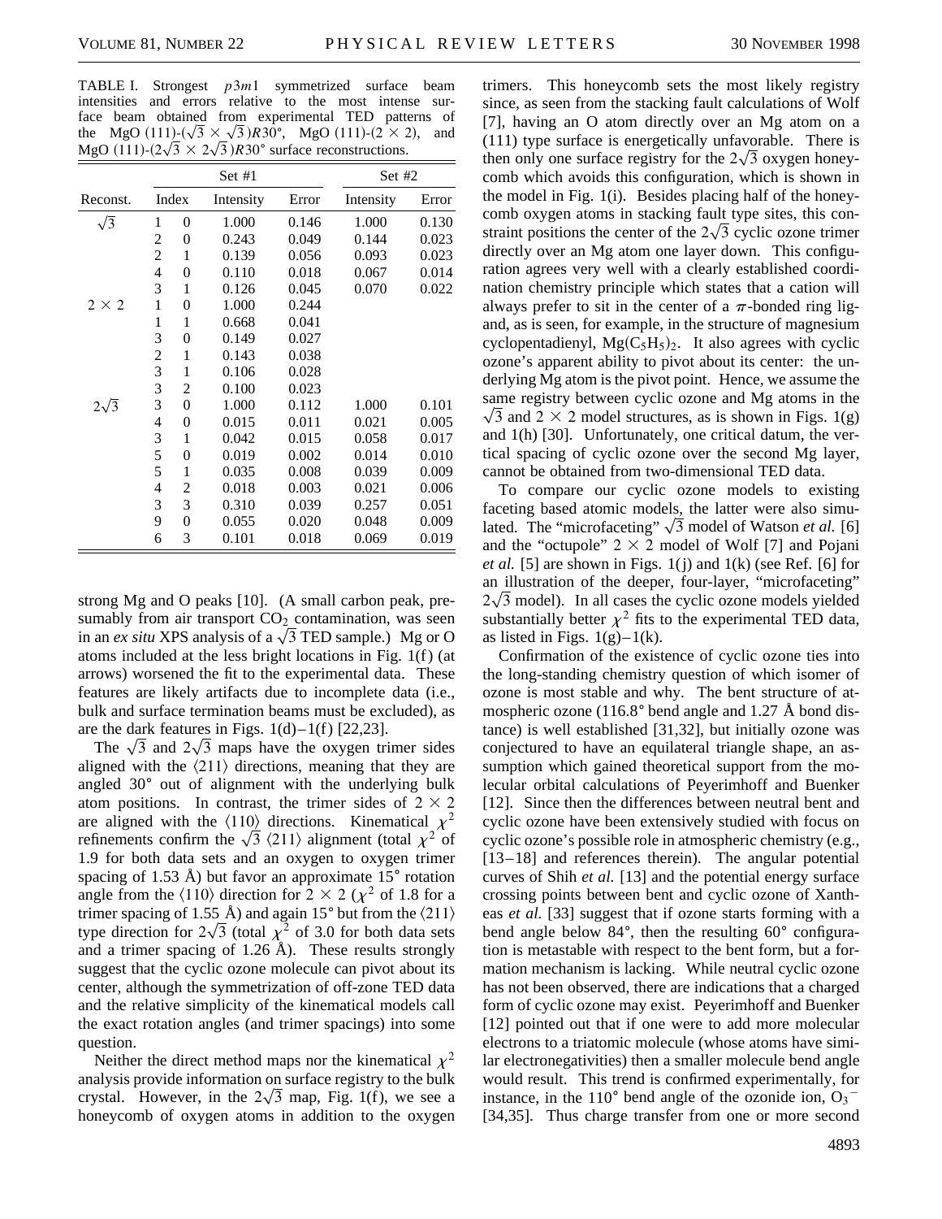TABLE I. Strongest $p3m1$ symmetrized surface beam intensities and errors relative to the most intense surface beam obtained from experimental TED patterns of the MgO (111)-$(\sqrt{3}\times\sqrt{3})R30°$, MgO (111)-$(2\times 2)$, and MgO (111)-$(2\sqrt{3}\times 2\sqrt{3})R30°$ surface reconstructions.

| | | | Set #1 | | Set #2 | |
|---|---|---|---|---|---|---|
| Reconst. | Index | | Intensity | Error | Intensity | Error |
| $\sqrt{3}$ | 1 | 0 | 1.000 | 0.146 | 1.000 | 0.130 |
| | 2 | 0 | 0.243 | 0.049 | 0.144 | 0.023 |
| | 2 | 1 | 0.139 | 0.056 | 0.093 | 0.023 |
| | 4 | 0 | 0.110 | 0.018 | 0.067 | 0.014 |
| | 3 | 1 | 0.126 | 0.045 | 0.070 | 0.022 |
| $2\times 2$ | 1 | 0 | 1.000 | 0.244 | | |
| | 1 | 1 | 0.668 | 0.041 | | |
| | 3 | 0 | 0.149 | 0.027 | | |
| | 2 | 1 | 0.143 | 0.038 | | |
| | 3 | 1 | 0.106 | 0.028 | | |
| | 3 | 2 | 0.100 | 0.023 | | |
| $2\sqrt{3}$ | 3 | 0 | 1.000 | 0.112 | 1.000 | 0.101 |
| | 4 | 0 | 0.015 | 0.011 | 0.021 | 0.005 |
| | 3 | 1 | 0.042 | 0.015 | 0.058 | 0.017 |
| | 5 | 0 | 0.019 | 0.002 | 0.014 | 0.010 |
| | 5 | 1 | 0.035 | 0.008 | 0.039 | 0.009 |
| | 4 | 2 | 0.018 | 0.003 | 0.021 | 0.006 |
| | 3 | 3 | 0.310 | 0.039 | 0.257 | 0.051 |
| | 9 | 0 | 0.055 | 0.020 | 0.048 | 0.009 |
| | 6 | 3 | 0.101 | 0.018 | 0.069 | 0.019 |

strong Mg and O peaks [10]. (A small carbon peak, presumably from air transport $CO_2$ contamination, was seen in an *ex situ* XPS analysis of a $\sqrt{3}$ TED sample.) Mg or O atoms included at the less bright locations in Fig. 1(f) (at arrows) worsened the fit to the experimental data. These features are likely artifacts due to incomplete data (i.e., bulk and surface termination beams must be excluded), as are the dark features in Figs. 1(d)–1(f) [22,23].

The $\sqrt{3}$ and $2\sqrt{3}$ maps have the oxygen trimer sides aligned with the $\langle 211\rangle$ directions, meaning that they are angled 30° out of alignment with the underlying bulk atom positions. In contrast, the trimer sides of $2\times 2$ are aligned with the $\langle 110\rangle$ directions. Kinematical $\chi^2$ refinements confirm the $\sqrt{3}$ $\langle 211\rangle$ alignment (total $\chi^2$ of 1.9 for both data sets and an oxygen to oxygen trimer spacing of 1.53 Å) but favor an approximate 15° rotation angle from the $\langle 110\rangle$ direction for $2\times 2$ ($\chi^2$ of 1.8 for a trimer spacing of 1.55 Å) and again 15° but from the $\langle 211\rangle$ type direction for $2\sqrt{3}$ (total $\chi^2$ of 3.0 for both data sets and a trimer spacing of 1.26 Å). These results strongly suggest that the cyclic ozone molecule can pivot about its center, although the symmetrization of off-zone TED data and the relative simplicity of the kinematical models call the exact rotation angles (and trimer spacings) into some question.

Neither the direct method maps nor the kinematical $\chi^2$ analysis provide information on surface registry to the bulk crystal. However, in the $2\sqrt{3}$ map, Fig. 1(f), we see a honeycomb of oxygen atoms in addition to the oxygen trimers. This honeycomb sets the most likely registry since, as seen from the stacking fault calculations of Wolf [7], having an O atom directly over an Mg atom on a (111) type surface is energetically unfavorable. There is then only one surface registry for the $2\sqrt{3}$ oxygen honeycomb which avoids this configuration, which is shown in the model in Fig. 1(i). Besides placing half of the honeycomb oxygen atoms in stacking fault type sites, this constraint positions the center of the $2\sqrt{3}$ cyclic ozone trimer directly over an Mg atom one layer down. This configuration agrees very well with a clearly established coordination chemistry principle which states that a cation will always prefer to sit in the center of a $\pi$-bonded ring ligand, as is seen, for example, in the structure of magnesium cyclopentadienyl, $Mg(C_5H_5)_2$. It also agrees with cyclic ozone's apparent ability to pivot about its center: the underlying Mg atom is the pivot point. Hence, we assume the same registry between cyclic ozone and Mg atoms in the $\sqrt{3}$ and $2\times 2$ model structures, as is shown in Figs. 1(g) and 1(h) [30]. Unfortunately, one critical datum, the vertical spacing of cyclic ozone over the second Mg layer, cannot be obtained from two-dimensional TED data.

To compare our cyclic ozone models to existing faceting based atomic models, the latter were also simulated. The "microfaceting" $\sqrt{3}$ model of Watson *et al.* [6] and the "octupole" $2\times 2$ model of Wolf [7] and Pojani *et al.* [5] are shown in Figs. 1(j) and 1(k) (see Ref. [6] for an illustration of the deeper, four-layer, "microfaceting" $2\sqrt{3}$ model). In all cases the cyclic ozone models yielded substantially better $\chi^2$ fits to the experimental TED data, as listed in Figs. 1(g)–1(k).

Confirmation of the existence of cyclic ozone ties into the long-standing chemistry question of which isomer of ozone is most stable and why. The bent structure of atmospheric ozone (116.8° bend angle and 1.27 Å bond distance) is well established [31,32], but initially ozone was conjectured to have an equilateral triangle shape, an assumption which gained theoretical support from the molecular orbital calculations of Peyerimhoff and Buenker [12]. Since then the differences between neutral bent and cyclic ozone have been extensively studied with focus on cyclic ozone's possible role in atmospheric chemistry (e.g., [13–18] and references therein). The angular potential curves of Shih *et al.* [13] and the potential energy surface crossing points between bent and cyclic ozone of Xantheas *et al.* [33] suggest that if ozone starts forming with a bend angle below 84°, then the resulting 60° configuration is metastable with respect to the bent form, but a formation mechanism is lacking. While neutral cyclic ozone has not been observed, there are indications that a charged form of cyclic ozone may exist. Peyerimhoff and Buenker [12] pointed out that if one were to add more molecular electrons to a triatomic molecule (whose atoms have similar electronegativities) then a smaller molecule bend angle would result. This trend is confirmed experimentally, for instance, in the 110° bend angle of the ozonide ion, $O_3^-$ [34,35]. Thus charge transfer from one or more second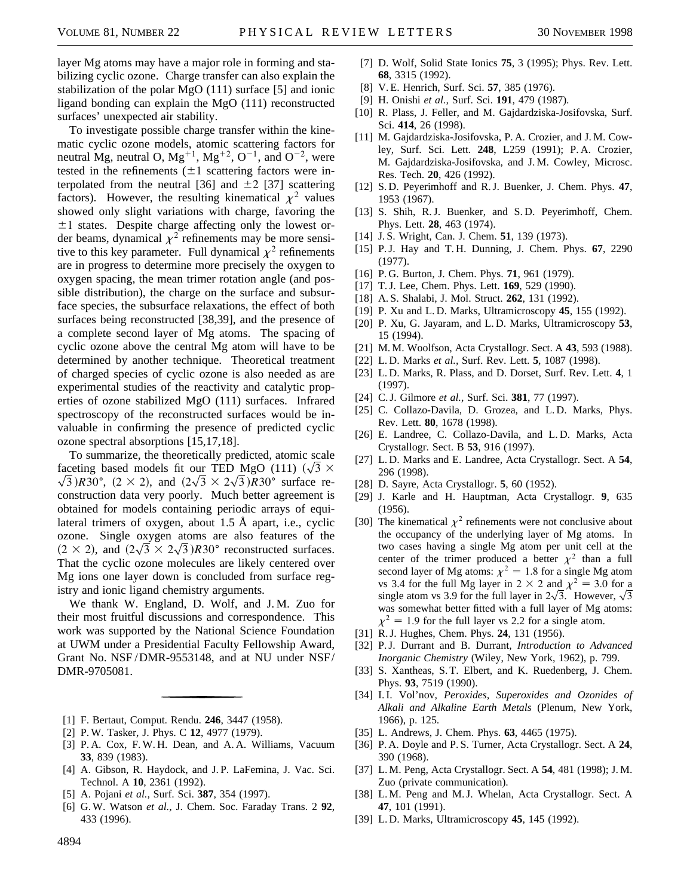layer Mg atoms may have a major role in forming and stabilizing cyclic ozone. Charge transfer can also explain the stabilization of the polar MgO (111) surface [5] and ionic ligand bonding can explain the MgO (111) reconstructed surfaces' unexpected air stability.

To investigate possible charge transfer within the kinematic cyclic ozone models, atomic scattering factors for neutral Mg, neutral O, $Mg^{+1}$, $Mg^{+2}$, $O^{-1}$, and $O^{-2}$, were tested in the refinements ($\pm 1$ scattering factors were interpolated from the neutral [36] and $\pm 2$ [37] scattering factors). However, the resulting kinematical $\chi^2$ values showed only slight variations with charge, favoring the $\pm 1$ states. Despite charge affecting only the lowest order beams, dynamical $\chi^2$ refinements may be more sensitive to this key parameter. Full dynamical $\chi^2$ refinements are in progress to determine more precisely the oxygen to oxygen spacing, the mean trimer rotation angle (and possible distribution), the charge on the surface and subsurface species, the subsurface relaxations, the effect of both surfaces being reconstructed [38,39], and the presence of a complete second layer of Mg atoms. The spacing of cyclic ozone above the central Mg atom will have to be determined by another technique. Theoretical treatment of charged species of cyclic ozone is also needed as are experimental studies of the reactivity and catalytic properties of ozone stabilized MgO (111) surfaces. Infrared spectroscopy of the reconstructed surfaces would be invaluable in confirming the presence of predicted cyclic ozone spectral absorptions [15,17,18].

To summarize, the theoretically predicted, atomic scale faceting based models fit our TED MgO (111) ($\sqrt{3} \times \sqrt{3}$)$R30°$, ($2 \times 2$), and ($2\sqrt{3} \times 2\sqrt{3}$)$R30°$ surface reconstruction data very poorly. Much better agreement is obtained for models containing periodic arrays of equilateral trimers of oxygen, about 1.5 Å apart, i.e., cyclic ozone. Single oxygen atoms are also features of the ($2 \times 2$), and ($2\sqrt{3} \times 2\sqrt{3}$)$R30°$ reconstructed surfaces. That the cyclic ozone molecules are likely centered over Mg ions one layer down is concluded from surface registry and ionic ligand chemistry arguments.

We thank W. England, D. Wolf, and J. M. Zuo for their most fruitful discussions and correspondence. This work was supported by the National Science Foundation at UWM under a Presidential Faculty Fellowship Award, Grant No. NSF/DMR-9553148, and at NU under NSF/DMR-9705081.

---

[1] F. Bertaut, Comput. Rendu. **246**, 3447 (1958).

[2] P. W. Tasker, J. Phys. C **12**, 4977 (1979).

[3] P. A. Cox, F. W. H. Dean, and A. A. Williams, Vacuum **33**, 839 (1983).

[4] A. Gibson, R. Haydock, and J. P. LaFemina, J. Vac. Sci. Technol. A **10**, 2361 (1992).

[5] A. Pojani *et al.,* Surf. Sci. **387**, 354 (1997).

[6] G. W. Watson *et al.,* J. Chem. Soc. Faraday Trans. 2 **92**, 433 (1996).

[7] D. Wolf, Solid State Ionics **75**, 3 (1995); Phys. Rev. Lett. **68**, 3315 (1992).

[8] V. E. Henrich, Surf. Sci. **57**, 385 (1976).

[9] H. Onishi *et al.,* Surf. Sci. **191**, 479 (1987).

[10] R. Plass, J. Feller, and M. Gajdardziska-Josifovska, Surf. Sci. **414**, 26 (1998).

[11] M. Gajdardziska-Josifovska, P. A. Crozier, and J. M. Cowley, Surf. Sci. Lett. **248**, L259 (1991); P. A. Crozier, M. Gajdardziska-Josifovska, and J. M. Cowley, Microsc. Res. Tech. **20**, 426 (1992).

[12] S. D. Peyerimhoff and R. J. Buenker, J. Chem. Phys. **47**, 1953 (1967).

[13] S. Shih, R. J. Buenker, and S. D. Peyerimhoff, Chem. Phys. Lett. **28**, 463 (1974).

[14] J. S. Wright, Can. J. Chem. **51**, 139 (1973).

[15] P. J. Hay and T. H. Dunning, J. Chem. Phys. **67**, 2290 (1977).

[16] P. G. Burton, J. Chem. Phys. **71**, 961 (1979).

[17] T. J. Lee, Chem. Phys. Lett. **169**, 529 (1990).

[18] A. S. Shalabi, J. Mol. Struct. **262**, 131 (1992).

[19] P. Xu and L. D. Marks, Ultramicroscopy **45**, 155 (1992).

[20] P. Xu, G. Jayaram, and L. D. Marks, Ultramicroscopy **53**, 15 (1994).

[21] M. M. Woolfson, Acta Crystallogr. Sect. A **43**, 593 (1988).

[22] L. D. Marks *et al.,* Surf. Rev. Lett. **5**, 1087 (1998).

[23] L. D. Marks, R. Plass, and D. Dorset, Surf. Rev. Lett. **4**, 1 (1997).

[24] C. J. Gilmore *et al.,* Surf. Sci. **381**, 77 (1997).

[25] C. Collazo-Davila, D. Grozea, and L. D. Marks, Phys. Rev. Lett. **80**, 1678 (1998).

[26] E. Landree, C. Collazo-Davila, and L. D. Marks, Acta Crystallogr. Sect. B **53**, 916 (1997).

[27] L. D. Marks and E. Landree, Acta Crystallogr. Sect. A **54**, 296 (1998).

[28] D. Sayre, Acta Crystallogr. **5**, 60 (1952).

[29] J. Karle and H. Hauptman, Acta Crystallogr. **9**, 635 (1956).

[30] The kinematical $\chi^2$ refinements were not conclusive about the occupancy of the underlying layer of Mg atoms. In two cases having a single Mg atom per unit cell at the center of the trimer produced a better $\chi^2$ than a full second layer of Mg atoms: $\chi^2 = 1.8$ for a single Mg atom vs 3.4 for the full Mg layer in $2 \times 2$ and $\chi^2 = 3.0$ for a single atom vs 3.9 for the full layer in $2\sqrt{3}$. However, $\sqrt{3}$ was somewhat better fitted with a full layer of Mg atoms: $\chi^2 = 1.9$ for the full layer vs 2.2 for a single atom.

[31] R. J. Hughes, Chem. Phys. **24**, 131 (1956).

[32] P. J. Durrant and B. Durrant, *Introduction to Advanced Inorganic Chemistry* (Wiley, New York, 1962), p. 799.

[33] S. Xantheas, S. T. Elbert, and K. Ruedenberg, J. Chem. Phys. **93**, 7519 (1990).

[34] I. I. Vol'nov, *Peroxides, Superoxides and Ozonides of Alkali and Alkaline Earth Metals* (Plenum, New York, 1966), p. 125.

[35] L. Andrews, J. Chem. Phys. **63**, 4465 (1975).

[36] P. A. Doyle and P. S. Turner, Acta Crystallogr. Sect. A **24**, 390 (1968).

[37] L. M. Peng, Acta Crystallogr. Sect. A **54**, 481 (1998); J. M. Zuo (private communication).

[38] L. M. Peng and M. J. Whelan, Acta Crystallogr. Sect. A **47**, 101 (1991).

[39] L. D. Marks, Ultramicroscopy **45**, 145 (1992).